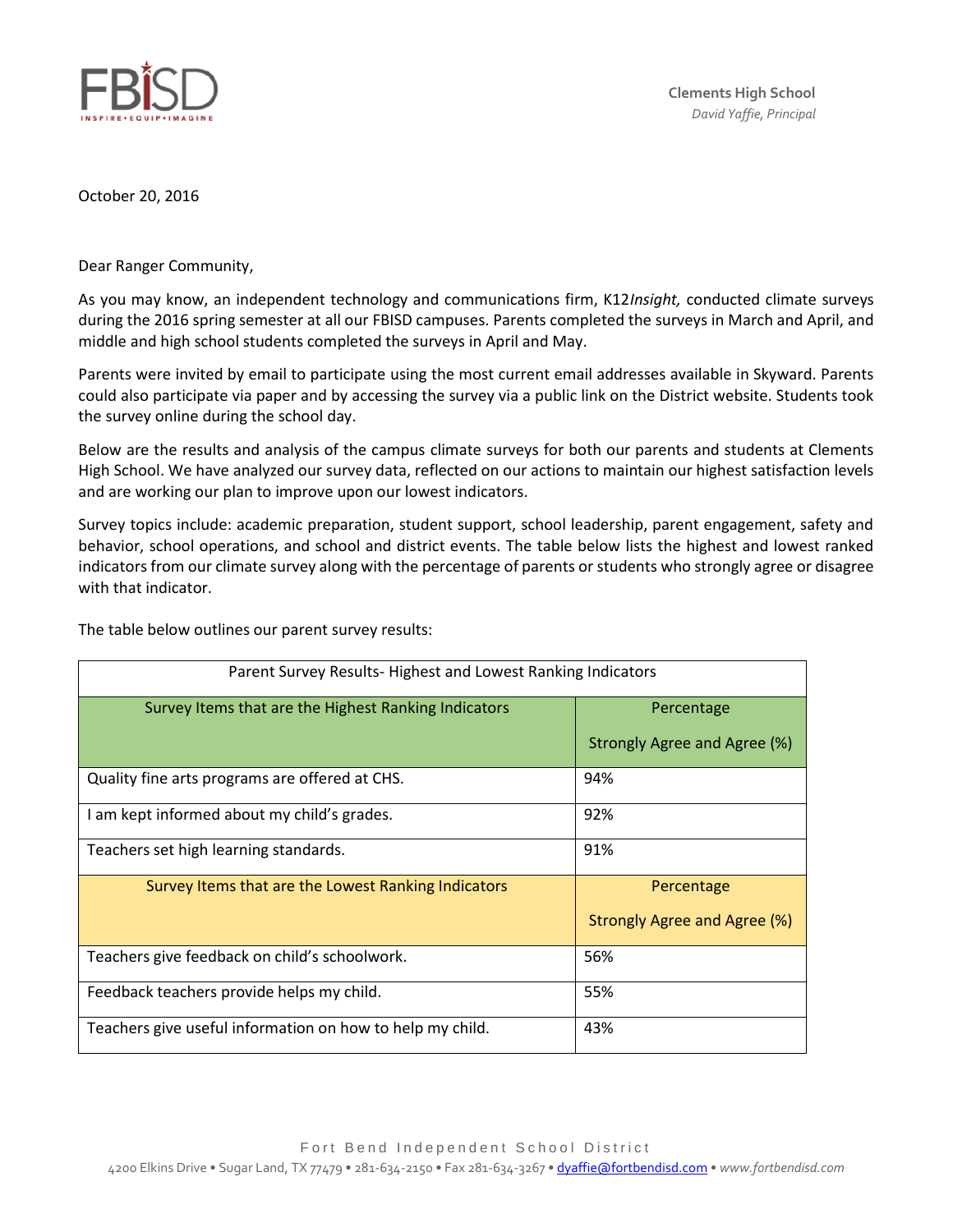FBISD
INSPIRE • EQUIP • IMAGINE

**Clements High School**
*David Yaffie, Principal*

October 20, 2016

Dear Ranger Community,

As you may know, an independent technology and communications firm, K12*Insight,* conducted climate surveys during the 2016 spring semester at all our FBISD campuses. Parents completed the surveys in March and April, and middle and high school students completed the surveys in April and May.

Parents were invited by email to participate using the most current email addresses available in Skyward. Parents could also participate via paper and by accessing the survey via a public link on the District website. Students took the survey online during the school day.

Below are the results and analysis of the campus climate surveys for both our parents and students at Clements High School. We have analyzed our survey data, reflected on our actions to maintain our highest satisfaction levels and are working our plan to improve upon our lowest indicators.

Survey topics include: academic preparation, student support, school leadership, parent engagement, safety and behavior, school operations, and school and district events. The table below lists the highest and lowest ranked indicators from our climate survey along with the percentage of parents or students who strongly agree or disagree with that indicator.

The table below outlines our parent survey results:

| Parent Survey Results- Highest and Lowest Ranking Indicators | |
|---|---|
| Survey Items that are the Highest Ranking Indicators | Percentage Strongly Agree and Agree (%) |
| Quality fine arts programs are offered at CHS. | 94% |
| I am kept informed about my child's grades. | 92% |
| Teachers set high learning standards. | 91% |
| Survey Items that are the Lowest Ranking Indicators | Percentage Strongly Agree and Agree (%) |
| Teachers give feedback on child's schoolwork. | 56% |
| Feedback teachers provide helps my child. | 55% |
| Teachers give useful information on how to help my child. | 43% |

Fort Bend Independent School District
4200 Elkins Drive • Sugar Land, TX 77479 • 281-634-2150 • Fax 281-634-3267 • dyaffie@fortbendisd.com • *www.fortbendisd.com*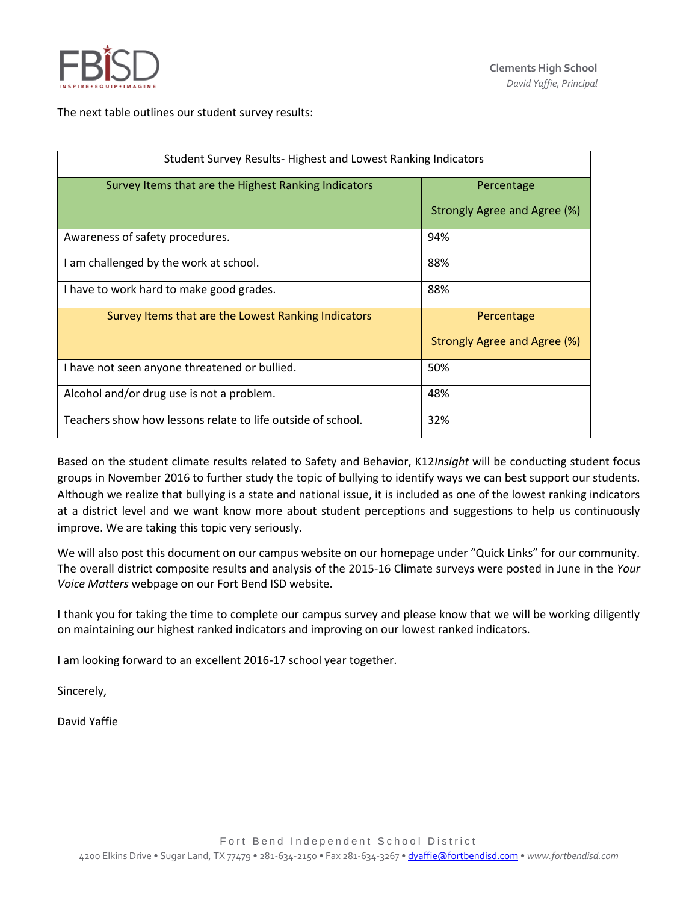The next table outlines our student survey results:

| Student Survey Results- Highest and Lowest Ranking Indicators | |
|---|---|
| Survey Items that are the Highest Ranking Indicators | Percentage<br><br>Strongly Agree and Agree (%) |
| Awareness of safety procedures. | 94% |
| I am challenged by the work at school. | 88% |
| I have to work hard to make good grades. | 88% |
| Survey Items that are the Lowest Ranking Indicators | Percentage<br><br>Strongly Agree and Agree (%) |
| I have not seen anyone threatened or bullied. | 50% |
| Alcohol and/or drug use is not a problem. | 48% |
| Teachers show how lessons relate to life outside of school. | 32% |

Based on the student climate results related to Safety and Behavior, K12*Insight* will be conducting student focus groups in November 2016 to further study the topic of bullying to identify ways we can best support our students. Although we realize that bullying is a state and national issue, it is included as one of the lowest ranking indicators at a district level and we want know more about student perceptions and suggestions to help us continuously improve. We are taking this topic very seriously.

We will also post this document on our campus website on our homepage under "Quick Links" for our community. The overall district composite results and analysis of the 2015-16 Climate surveys were posted in June in the *Your Voice Matters* webpage on our Fort Bend ISD website.

I thank you for taking the time to complete our campus survey and please know that we will be working diligently on maintaining our highest ranked indicators and improving on our lowest ranked indicators.

I am looking forward to an excellent 2016-17 school year together.

Sincerely,

David Yaffie